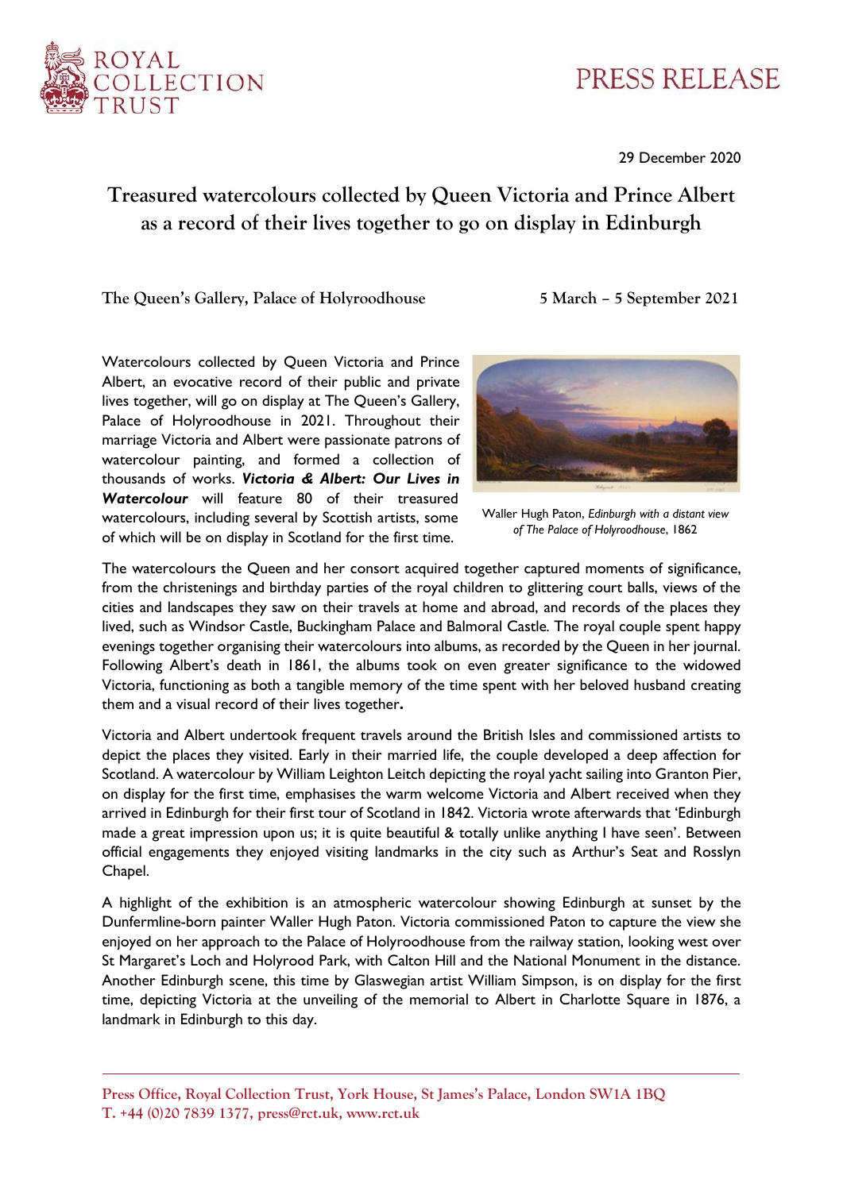ROYAL COLLECTION TRUST

PRESS RELEASE

29 December 2020

# Treasured watercolours collected by Queen Victoria and Prince Albert as a record of their lives together to go on display in Edinburgh

**The Queen's Gallery, Palace of Holyroodhouse** **5 March – 5 September 2021**

Watercolours collected by Queen Victoria and Prince Albert, an evocative record of their public and private lives together, will go on display at The Queen's Gallery, Palace of Holyroodhouse in 2021. Throughout their marriage Victoria and Albert were passionate patrons of watercolour painting, and formed a collection of thousands of works. ***Victoria & Albert: Our Lives in Watercolour*** will feature 80 of their treasured watercolours, including several by Scottish artists, some of which will be on display in Scotland for the first time.

Waller Hugh Paton, *Edinburgh with a distant view of The Palace of Holyroodhouse*, 1862

The watercolours the Queen and her consort acquired together captured moments of significance, from the christenings and birthday parties of the royal children to glittering court balls, views of the cities and landscapes they saw on their travels at home and abroad, and records of the places they lived, such as Windsor Castle, Buckingham Palace and Balmoral Castle. The royal couple spent happy evenings together organising their watercolours into albums, as recorded by the Queen in her journal. Following Albert's death in 1861, the albums took on even greater significance to the widowed Victoria, functioning as both a tangible memory of the time spent with her beloved husband creating them and a visual record of their lives together.

Victoria and Albert undertook frequent travels around the British Isles and commissioned artists to depict the places they visited. Early in their married life, the couple developed a deep affection for Scotland. A watercolour by William Leighton Leitch depicting the royal yacht sailing into Granton Pier, on display for the first time, emphasises the warm welcome Victoria and Albert received when they arrived in Edinburgh for their first tour of Scotland in 1842. Victoria wrote afterwards that 'Edinburgh made a great impression upon us; it is quite beautiful & totally unlike anything I have seen'. Between official engagements they enjoyed visiting landmarks in the city such as Arthur's Seat and Rosslyn Chapel.

A highlight of the exhibition is an atmospheric watercolour showing Edinburgh at sunset by the Dunfermline-born painter Waller Hugh Paton. Victoria commissioned Paton to capture the view she enjoyed on her approach to the Palace of Holyroodhouse from the railway station, looking west over St Margaret's Loch and Holyrood Park, with Calton Hill and the National Monument in the distance. Another Edinburgh scene, this time by Glaswegian artist William Simpson, is on display for the first time, depicting Victoria at the unveiling of the memorial to Albert in Charlotte Square in 1876, a landmark in Edinburgh to this day.

Press Office, Royal Collection Trust, York House, St James's Palace, London SW1A 1BQ
T. +44 (0)20 7839 1377, press@rct.uk, www.rct.uk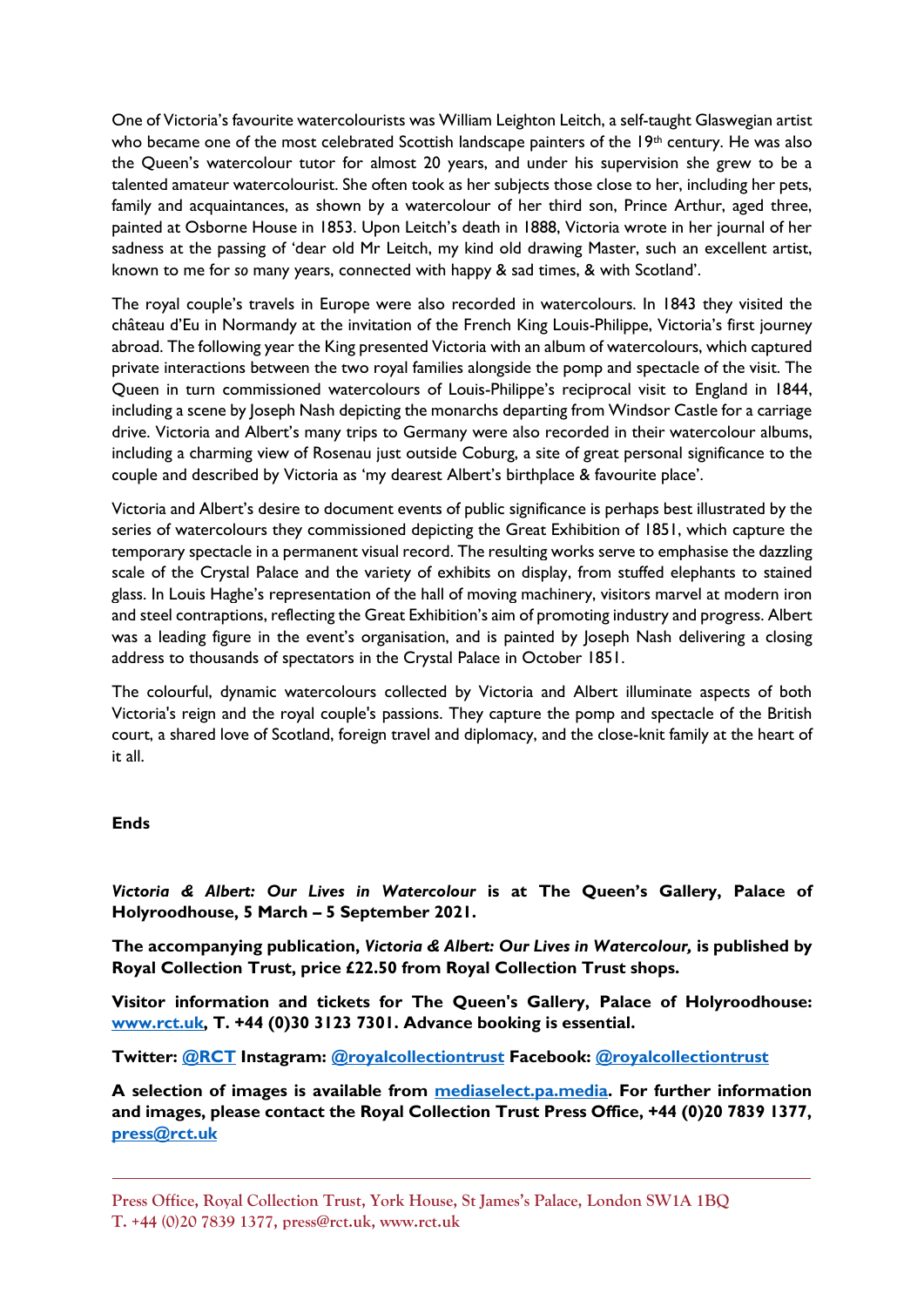One of Victoria's favourite watercolourists was William Leighton Leitch, a self-taught Glaswegian artist who became one of the most celebrated Scottish landscape painters of the 19th century. He was also the Queen's watercolour tutor for almost 20 years, and under his supervision she grew to be a talented amateur watercolourist. She often took as her subjects those close to her, including her pets, family and acquaintances, as shown by a watercolour of her third son, Prince Arthur, aged three, painted at Osborne House in 1853. Upon Leitch's death in 1888, Victoria wrote in her journal of her sadness at the passing of 'dear old Mr Leitch, my kind old drawing Master, such an excellent artist, known to me for *so* many years, connected with happy & sad times, & with Scotland'.

The royal couple's travels in Europe were also recorded in watercolours. In 1843 they visited the château d'Eu in Normandy at the invitation of the French King Louis-Philippe, Victoria's first journey abroad. The following year the King presented Victoria with an album of watercolours, which captured private interactions between the two royal families alongside the pomp and spectacle of the visit. The Queen in turn commissioned watercolours of Louis-Philippe's reciprocal visit to England in 1844, including a scene by Joseph Nash depicting the monarchs departing from Windsor Castle for a carriage drive. Victoria and Albert's many trips to Germany were also recorded in their watercolour albums, including a charming view of Rosenau just outside Coburg, a site of great personal significance to the couple and described by Victoria as 'my dearest Albert's birthplace & favourite place'.

Victoria and Albert's desire to document events of public significance is perhaps best illustrated by the series of watercolours they commissioned depicting the Great Exhibition of 1851, which capture the temporary spectacle in a permanent visual record. The resulting works serve to emphasise the dazzling scale of the Crystal Palace and the variety of exhibits on display, from stuffed elephants to stained glass. In Louis Haghe's representation of the hall of moving machinery, visitors marvel at modern iron and steel contraptions, reflecting the Great Exhibition's aim of promoting industry and progress. Albert was a leading figure in the event's organisation, and is painted by Joseph Nash delivering a closing address to thousands of spectators in the Crystal Palace in October 1851.

The colourful, dynamic watercolours collected by Victoria and Albert illuminate aspects of both Victoria's reign and the royal couple's passions. They capture the pomp and spectacle of the British court, a shared love of Scotland, foreign travel and diplomacy, and the close-knit family at the heart of it all.

**Ends**

***Victoria & Albert: Our Lives in Watercolour*** **is at The Queen's Gallery, Palace of Holyroodhouse, 5 March – 5 September 2021.**

**The accompanying publication, *Victoria & Albert: Our Lives in Watercolour,* is published by Royal Collection Trust, price £22.50 from Royal Collection Trust shops.**

**Visitor information and tickets for The Queen's Gallery, Palace of Holyroodhouse: [www.rct.uk](www.rct.uk), T. +44 (0)30 3123 7301. Advance booking is essential.**

**Twitter: @RCT Instagram: @royalcollectiontrust Facebook: @royalcollectiontrust**

**A selection of images is available from mediaselect.pa.media. For further information and images, please contact the Royal Collection Trust Press Office, +44 (0)20 7839 1377, press@rct.uk**

Press Office, Royal Collection Trust, York House, St James's Palace, London SW1A 1BQ
T. +44 (0)20 7839 1377, press@rct.uk, www.rct.uk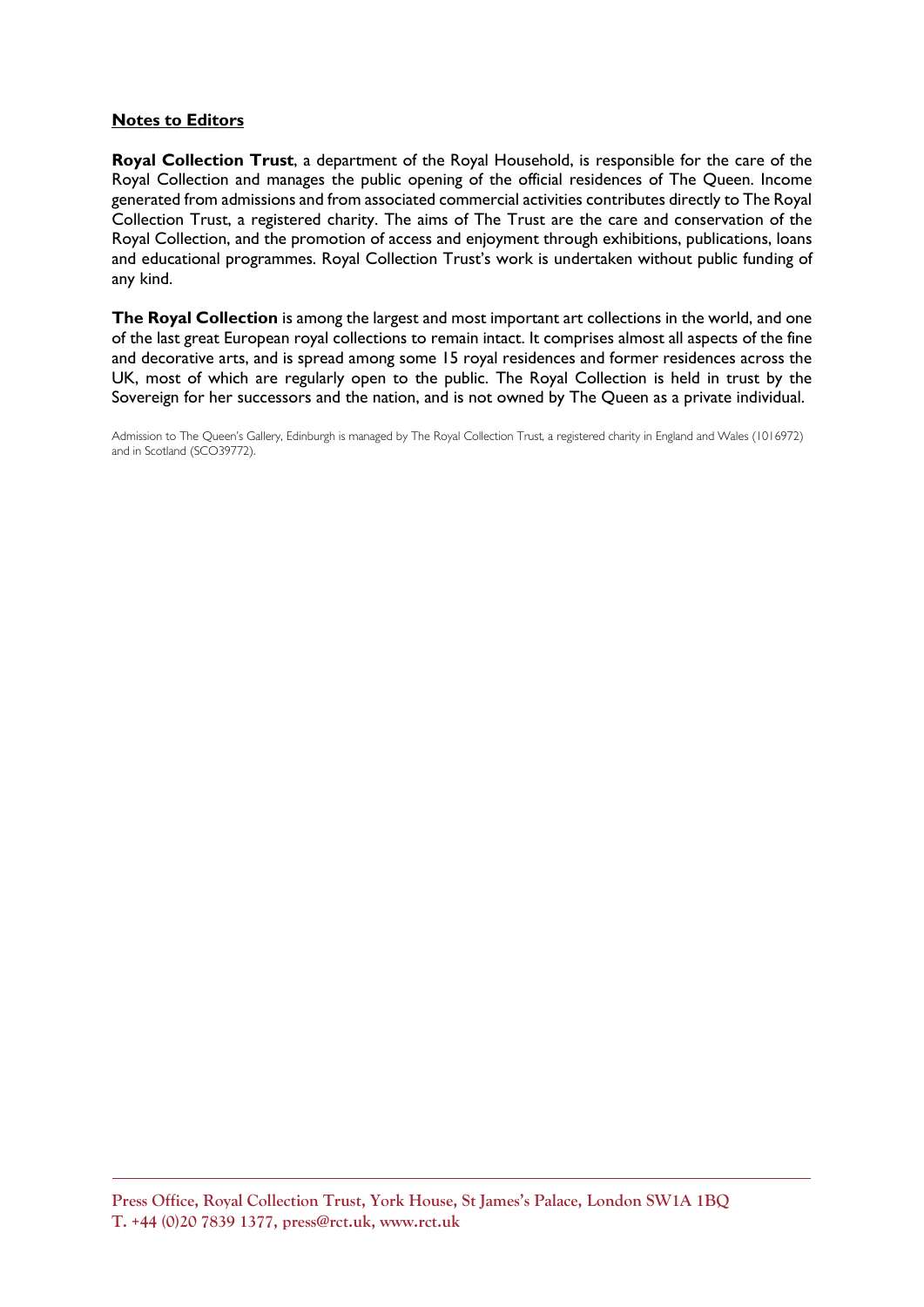**Notes to Editors**

**Royal Collection Trust**, a department of the Royal Household, is responsible for the care of the Royal Collection and manages the public opening of the official residences of The Queen. Income generated from admissions and from associated commercial activities contributes directly to The Royal Collection Trust, a registered charity. The aims of The Trust are the care and conservation of the Royal Collection, and the promotion of access and enjoyment through exhibitions, publications, loans and educational programmes. Royal Collection Trust's work is undertaken without public funding of any kind.

**The Royal Collection** is among the largest and most important art collections in the world, and one of the last great European royal collections to remain intact. It comprises almost all aspects of the fine and decorative arts, and is spread among some 15 royal residences and former residences across the UK, most of which are regularly open to the public. The Royal Collection is held in trust by the Sovereign for her successors and the nation, and is not owned by The Queen as a private individual.

Admission to The Queen's Gallery, Edinburgh is managed by The Royal Collection Trust, a registered charity in England and Wales (1016972) and in Scotland (SCO39772).

Press Office, Royal Collection Trust, York House, St James's Palace, London SW1A 1BQ
T. +44 (0)20 7839 1377, press@rct.uk, www.rct.uk